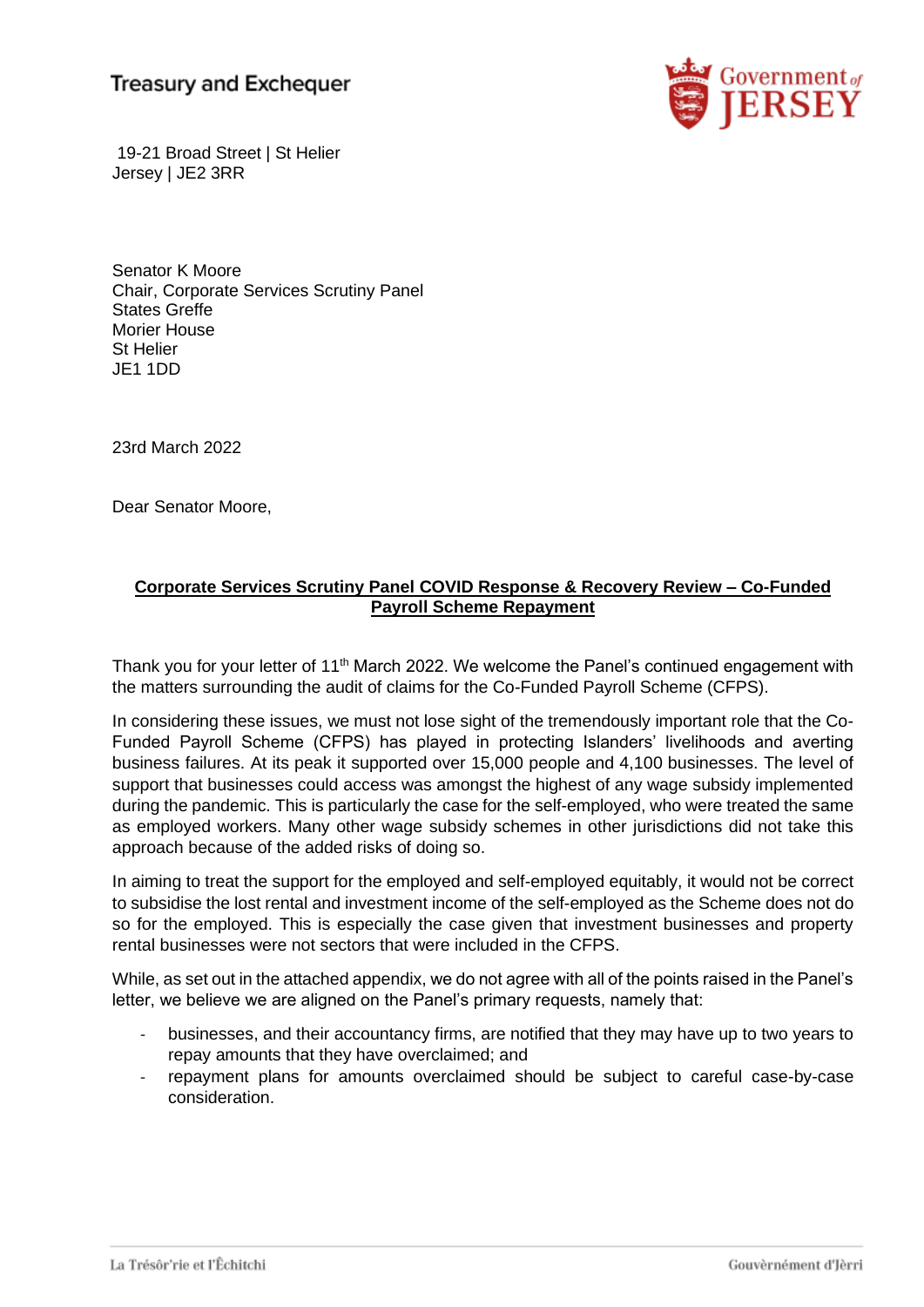Treasury and Exchequer

Government of JERSEY

19-21 Broad Street | St Helier
Jersey | JE2 3RR

Senator K Moore
Chair, Corporate Services Scrutiny Panel
States Greffe
Morier House
St Helier
JE1 1DD

23rd March 2022

Dear Senator Moore,

**Corporate Services Scrutiny Panel COVID Response & Recovery Review – Co-Funded Payroll Scheme Repayment**

Thank you for your letter of 11th March 2022. We welcome the Panel's continued engagement with the matters surrounding the audit of claims for the Co-Funded Payroll Scheme (CFPS).

In considering these issues, we must not lose sight of the tremendously important role that the Co-Funded Payroll Scheme (CFPS) has played in protecting Islanders' livelihoods and averting business failures. At its peak it supported over 15,000 people and 4,100 businesses. The level of support that businesses could access was amongst the highest of any wage subsidy implemented during the pandemic. This is particularly the case for the self-employed, who were treated the same as employed workers. Many other wage subsidy schemes in other jurisdictions did not take this approach because of the added risks of doing so.

In aiming to treat the support for the employed and self-employed equitably, it would not be correct to subsidise the lost rental and investment income of the self-employed as the Scheme does not do so for the employed. This is especially the case given that investment businesses and property rental businesses were not sectors that were included in the CFPS.

While, as set out in the attached appendix, we do not agree with all of the points raised in the Panel's letter, we believe we are aligned on the Panel's primary requests, namely that:

- businesses, and their accountancy firms, are notified that they may have up to two years to repay amounts that they have overclaimed; and
- repayment plans for amounts overclaimed should be subject to careful case-by-case consideration.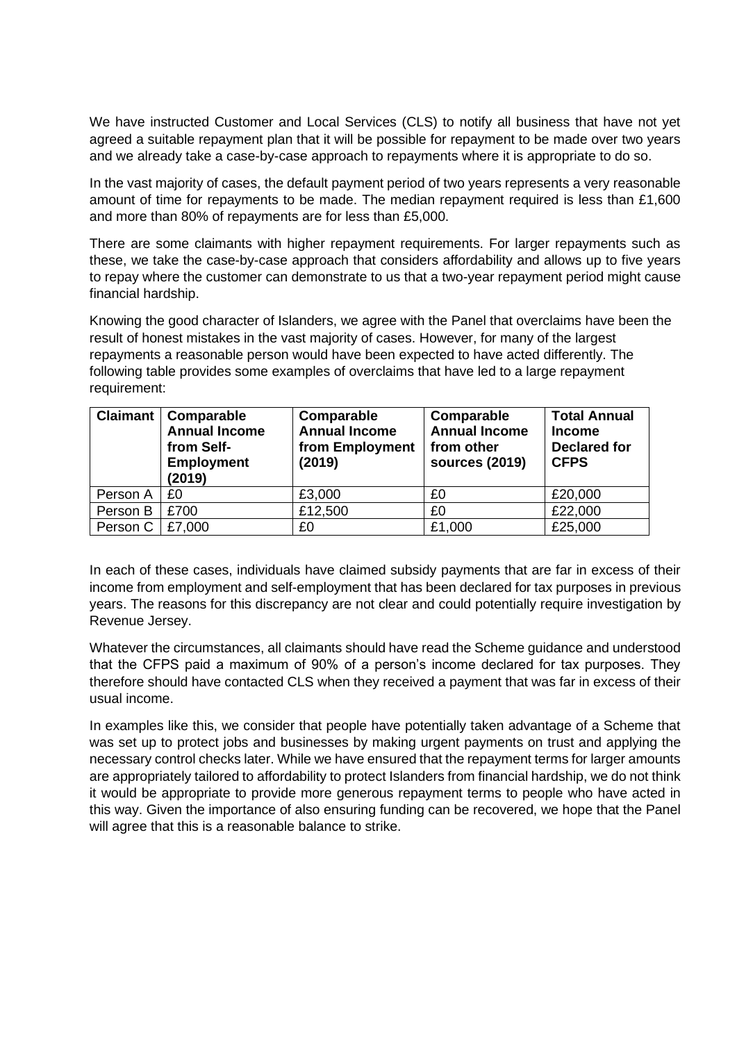We have instructed Customer and Local Services (CLS) to notify all business that have not yet agreed a suitable repayment plan that it will be possible for repayment to be made over two years and we already take a case-by-case approach to repayments where it is appropriate to do so.

In the vast majority of cases, the default payment period of two years represents a very reasonable amount of time for repayments to be made. The median repayment required is less than £1,600 and more than 80% of repayments are for less than £5,000.

There are some claimants with higher repayment requirements. For larger repayments such as these, we take the case-by-case approach that considers affordability and allows up to five years to repay where the customer can demonstrate to us that a two-year repayment period might cause financial hardship.

Knowing the good character of Islanders, we agree with the Panel that overclaims have been the result of honest mistakes in the vast majority of cases. However, for many of the largest repayments a reasonable person would have been expected to have acted differently. The following table provides some examples of overclaims that have led to a large repayment requirement:

| Claimant | Comparable Annual Income from Self-Employment (2019) | Comparable Annual Income from Employment (2019) | Comparable Annual Income from other sources (2019) | Total Annual Income Declared for CFPS |
|---|---|---|---|---|
| Person A | £0 | £3,000 | £0 | £20,000 |
| Person B | £700 | £12,500 | £0 | £22,000 |
| Person C | £7,000 | £0 | £1,000 | £25,000 |

In each of these cases, individuals have claimed subsidy payments that are far in excess of their income from employment and self-employment that has been declared for tax purposes in previous years. The reasons for this discrepancy are not clear and could potentially require investigation by Revenue Jersey.

Whatever the circumstances, all claimants should have read the Scheme guidance and understood that the CFPS paid a maximum of 90% of a person's income declared for tax purposes. They therefore should have contacted CLS when they received a payment that was far in excess of their usual income.

In examples like this, we consider that people have potentially taken advantage of a Scheme that was set up to protect jobs and businesses by making urgent payments on trust and applying the necessary control checks later. While we have ensured that the repayment terms for larger amounts are appropriately tailored to affordability to protect Islanders from financial hardship, we do not think it would be appropriate to provide more generous repayment terms to people who have acted in this way. Given the importance of also ensuring funding can be recovered, we hope that the Panel will agree that this is a reasonable balance to strike.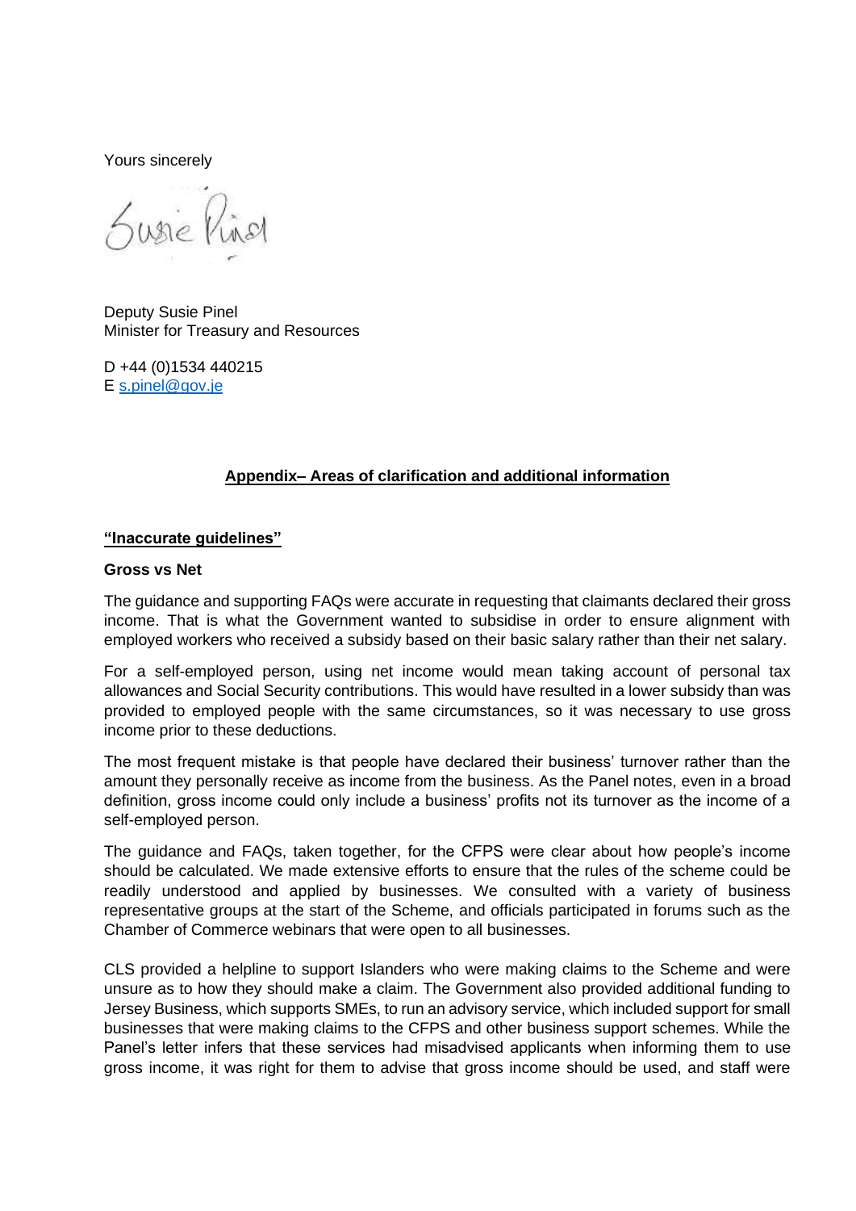Yours sincerely

Deputy Susie Pinel
Minister for Treasury and Resources

D +44 (0)1534 440215
E s.pinel@gov.je

## **Appendix– Areas of clarification and additional information**

### **"Inaccurate guidelines"**

**Gross vs Net**

The guidance and supporting FAQs were accurate in requesting that claimants declared their gross income. That is what the Government wanted to subsidise in order to ensure alignment with employed workers who received a subsidy based on their basic salary rather than their net salary.

For a self-employed person, using net income would mean taking account of personal tax allowances and Social Security contributions. This would have resulted in a lower subsidy than was provided to employed people with the same circumstances, so it was necessary to use gross income prior to these deductions.

The most frequent mistake is that people have declared their business' turnover rather than the amount they personally receive as income from the business. As the Panel notes, even in a broad definition, gross income could only include a business' profits not its turnover as the income of a self-employed person.

The guidance and FAQs, taken together, for the CFPS were clear about how people's income should be calculated. We made extensive efforts to ensure that the rules of the scheme could be readily understood and applied by businesses. We consulted with a variety of business representative groups at the start of the Scheme, and officials participated in forums such as the Chamber of Commerce webinars that were open to all businesses.

CLS provided a helpline to support Islanders who were making claims to the Scheme and were unsure as to how they should make a claim. The Government also provided additional funding to Jersey Business, which supports SMEs, to run an advisory service, which included support for small businesses that were making claims to the CFPS and other business support schemes. While the Panel's letter infers that these services had misadvised applicants when informing them to use gross income, it was right for them to advise that gross income should be used, and staff were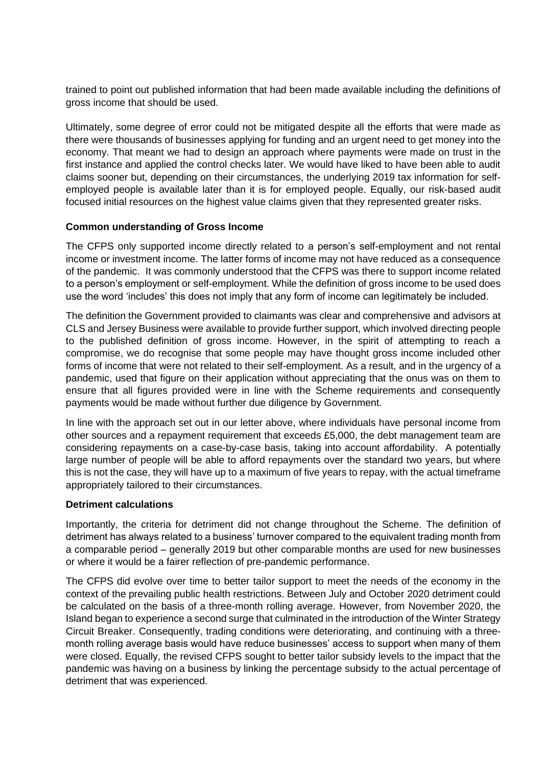trained to point out published information that had been made available including the definitions of gross income that should be used.

Ultimately, some degree of error could not be mitigated despite all the efforts that were made as there were thousands of businesses applying for funding and an urgent need to get money into the economy. That meant we had to design an approach where payments were made on trust in the first instance and applied the control checks later. We would have liked to have been able to audit claims sooner but, depending on their circumstances, the underlying 2019 tax information for self-employed people is available later than it is for employed people. Equally, our risk-based audit focused initial resources on the highest value claims given that they represented greater risks.

**Common understanding of Gross Income**

The CFPS only supported income directly related to a person's self-employment and not rental income or investment income. The latter forms of income may not have reduced as a consequence of the pandemic. It was commonly understood that the CFPS was there to support income related to a person's employment or self-employment. While the definition of gross income to be used does use the word 'includes' this does not imply that any form of income can legitimately be included.

The definition the Government provided to claimants was clear and comprehensive and advisors at CLS and Jersey Business were available to provide further support, which involved directing people to the published definition of gross income. However, in the spirit of attempting to reach a compromise, we do recognise that some people may have thought gross income included other forms of income that were not related to their self-employment. As a result, and in the urgency of a pandemic, used that figure on their application without appreciating that the onus was on them to ensure that all figures provided were in line with the Scheme requirements and consequently payments would be made without further due diligence by Government.

In line with the approach set out in our letter above, where individuals have personal income from other sources and a repayment requirement that exceeds £5,000, the debt management team are considering repayments on a case-by-case basis, taking into account affordability. A potentially large number of people will be able to afford repayments over the standard two years, but where this is not the case, they will have up to a maximum of five years to repay, with the actual timeframe appropriately tailored to their circumstances.

**Detriment calculations**

Importantly, the criteria for detriment did not change throughout the Scheme. The definition of detriment has always related to a business' turnover compared to the equivalent trading month from a comparable period – generally 2019 but other comparable months are used for new businesses or where it would be a fairer reflection of pre-pandemic performance.

The CFPS did evolve over time to better tailor support to meet the needs of the economy in the context of the prevailing public health restrictions. Between July and October 2020 detriment could be calculated on the basis of a three-month rolling average. However, from November 2020, the Island began to experience a second surge that culminated in the introduction of the Winter Strategy Circuit Breaker. Consequently, trading conditions were deteriorating, and continuing with a three-month rolling average basis would have reduce businesses' access to support when many of them were closed. Equally, the revised CFPS sought to better tailor subsidy levels to the impact that the pandemic was having on a business by linking the percentage subsidy to the actual percentage of detriment that was experienced.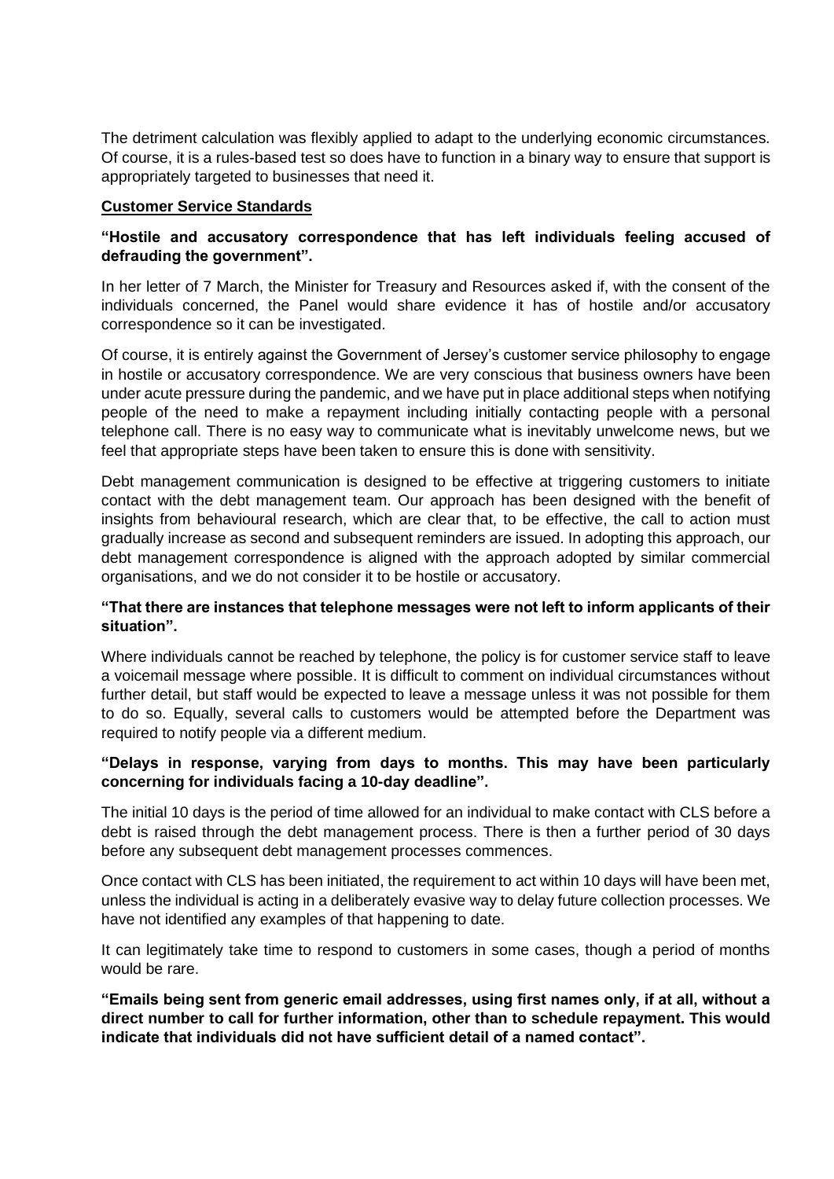The detriment calculation was flexibly applied to adapt to the underlying economic circumstances. Of course, it is a rules-based test so does have to function in a binary way to ensure that support is appropriately targeted to businesses that need it.

## Customer Service Standards

**"Hostile and accusatory correspondence that has left individuals feeling accused of defrauding the government".**

In her letter of 7 March, the Minister for Treasury and Resources asked if, with the consent of the individuals concerned, the Panel would share evidence it has of hostile and/or accusatory correspondence so it can be investigated.

Of course, it is entirely against the Government of Jersey's customer service philosophy to engage in hostile or accusatory correspondence. We are very conscious that business owners have been under acute pressure during the pandemic, and we have put in place additional steps when notifying people of the need to make a repayment including initially contacting people with a personal telephone call. There is no easy way to communicate what is inevitably unwelcome news, but we feel that appropriate steps have been taken to ensure this is done with sensitivity.

Debt management communication is designed to be effective at triggering customers to initiate contact with the debt management team. Our approach has been designed with the benefit of insights from behavioural research, which are clear that, to be effective, the call to action must gradually increase as second and subsequent reminders are issued. In adopting this approach, our debt management correspondence is aligned with the approach adopted by similar commercial organisations, and we do not consider it to be hostile or accusatory.

**"That there are instances that telephone messages were not left to inform applicants of their situation".**

Where individuals cannot be reached by telephone, the policy is for customer service staff to leave a voicemail message where possible. It is difficult to comment on individual circumstances without further detail, but staff would be expected to leave a message unless it was not possible for them to do so. Equally, several calls to customers would be attempted before the Department was required to notify people via a different medium.

**"Delays in response, varying from days to months. This may have been particularly concerning for individuals facing a 10-day deadline".**

The initial 10 days is the period of time allowed for an individual to make contact with CLS before a debt is raised through the debt management process. There is then a further period of 30 days before any subsequent debt management processes commences.

Once contact with CLS has been initiated, the requirement to act within 10 days will have been met, unless the individual is acting in a deliberately evasive way to delay future collection processes. We have not identified any examples of that happening to date.

It can legitimately take time to respond to customers in some cases, though a period of months would be rare.

**"Emails being sent from generic email addresses, using first names only, if at all, without a direct number to call for further information, other than to schedule repayment. This would indicate that individuals did not have sufficient detail of a named contact".**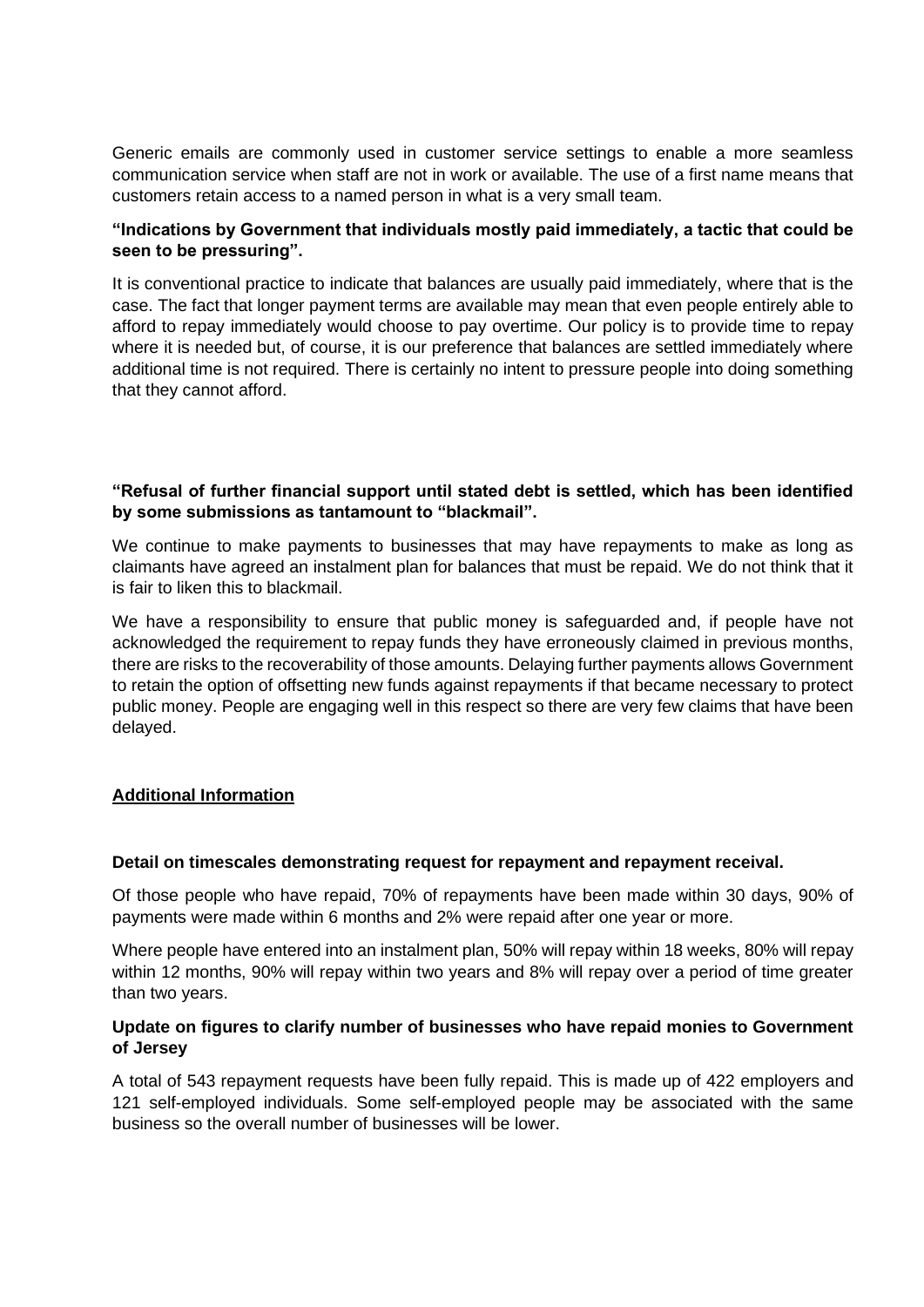Generic emails are commonly used in customer service settings to enable a more seamless communication service when staff are not in work or available. The use of a first name means that customers retain access to a named person in what is a very small team.

**"Indications by Government that individuals mostly paid immediately, a tactic that could be seen to be pressuring".**

It is conventional practice to indicate that balances are usually paid immediately, where that is the case. The fact that longer payment terms are available may mean that even people entirely able to afford to repay immediately would choose to pay overtime. Our policy is to provide time to repay where it is needed but, of course, it is our preference that balances are settled immediately where additional time is not required. There is certainly no intent to pressure people into doing something that they cannot afford.

**"Refusal of further financial support until stated debt is settled, which has been identified by some submissions as tantamount to "blackmail".**

We continue to make payments to businesses that may have repayments to make as long as claimants have agreed an instalment plan for balances that must be repaid. We do not think that it is fair to liken this to blackmail.

We have a responsibility to ensure that public money is safeguarded and, if people have not acknowledged the requirement to repay funds they have erroneously claimed in previous months, there are risks to the recoverability of those amounts. Delaying further payments allows Government to retain the option of offsetting new funds against repayments if that became necessary to protect public money. People are engaging well in this respect so there are very few claims that have been delayed.

**Additional Information**

**Detail on timescales demonstrating request for repayment and repayment receival.**

Of those people who have repaid, 70% of repayments have been made within 30 days, 90% of payments were made within 6 months and 2% were repaid after one year or more.

Where people have entered into an instalment plan, 50% will repay within 18 weeks, 80% will repay within 12 months, 90% will repay within two years and 8% will repay over a period of time greater than two years.

**Update on figures to clarify number of businesses who have repaid monies to Government of Jersey**

A total of 543 repayment requests have been fully repaid. This is made up of 422 employers and 121 self-employed individuals. Some self-employed people may be associated with the same business so the overall number of businesses will be lower.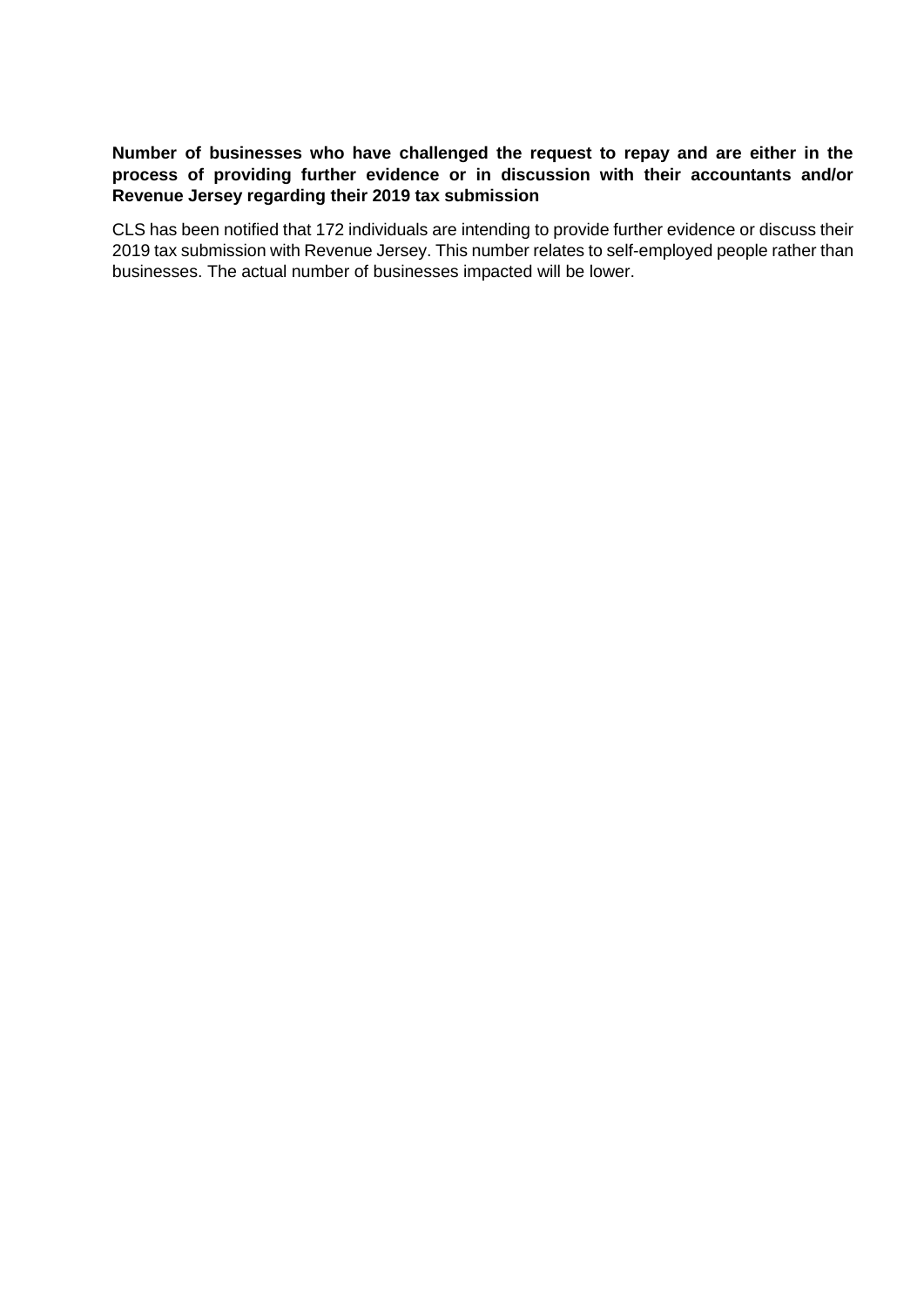**Number of businesses who have challenged the request to repay and are either in the process of providing further evidence or in discussion with their accountants and/or Revenue Jersey regarding their 2019 tax submission**

CLS has been notified that 172 individuals are intending to provide further evidence or discuss their 2019 tax submission with Revenue Jersey. This number relates to self-employed people rather than businesses. The actual number of businesses impacted will be lower.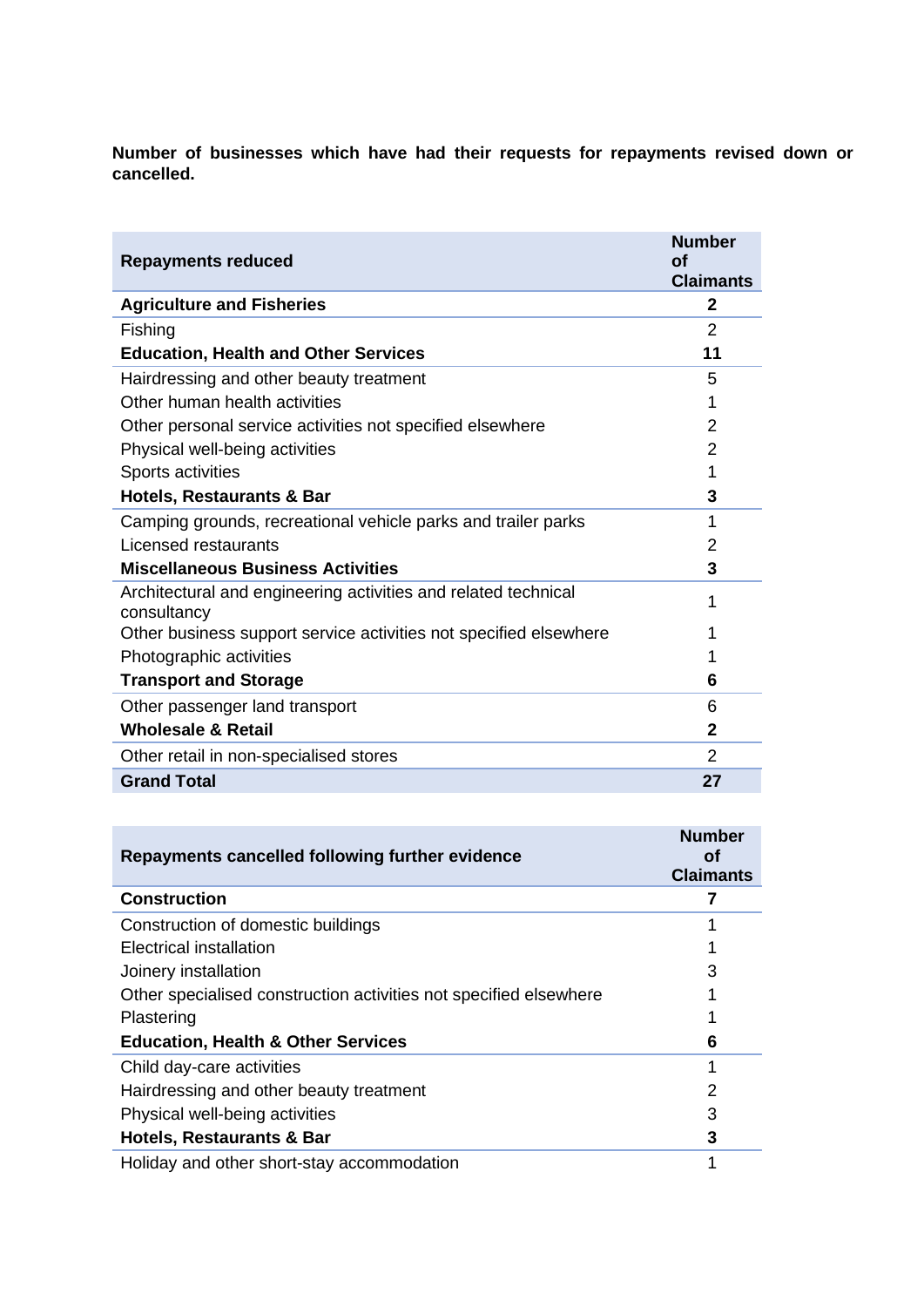**Number of businesses which have had their requests for repayments revised down or cancelled.**

| Repayments reduced | Number of Claimants |
|---|---|
| **Agriculture and Fisheries** | **2** |
| Fishing | 2 |
| **Education, Health and Other Services** | **11** |
| Hairdressing and other beauty treatment | 5 |
| Other human health activities | 1 |
| Other personal service activities not specified elsewhere | 2 |
| Physical well-being activities | 2 |
| Sports activities | 1 |
| **Hotels, Restaurants & Bar** | **3** |
| Camping grounds, recreational vehicle parks and trailer parks | 1 |
| Licensed restaurants | 2 |
| **Miscellaneous Business Activities** | **3** |
| Architectural and engineering activities and related technical consultancy | 1 |
| Other business support service activities not specified elsewhere | 1 |
| Photographic activities | 1 |
| **Transport and Storage** | **6** |
| Other passenger land transport | 6 |
| **Wholesale & Retail** | **2** |
| Other retail in non-specialised stores | 2 |
| **Grand Total** | **27** |

| Repayments cancelled following further evidence | Number of Claimants |
|---|---|
| **Construction** | **7** |
| Construction of domestic buildings | 1 |
| Electrical installation | 1 |
| Joinery installation | 3 |
| Other specialised construction activities not specified elsewhere | 1 |
| Plastering | 1 |
| **Education, Health & Other Services** | **6** |
| Child day-care activities | 1 |
| Hairdressing and other beauty treatment | 2 |
| Physical well-being activities | 3 |
| **Hotels, Restaurants & Bar** | **3** |
| Holiday and other short-stay accommodation | 1 |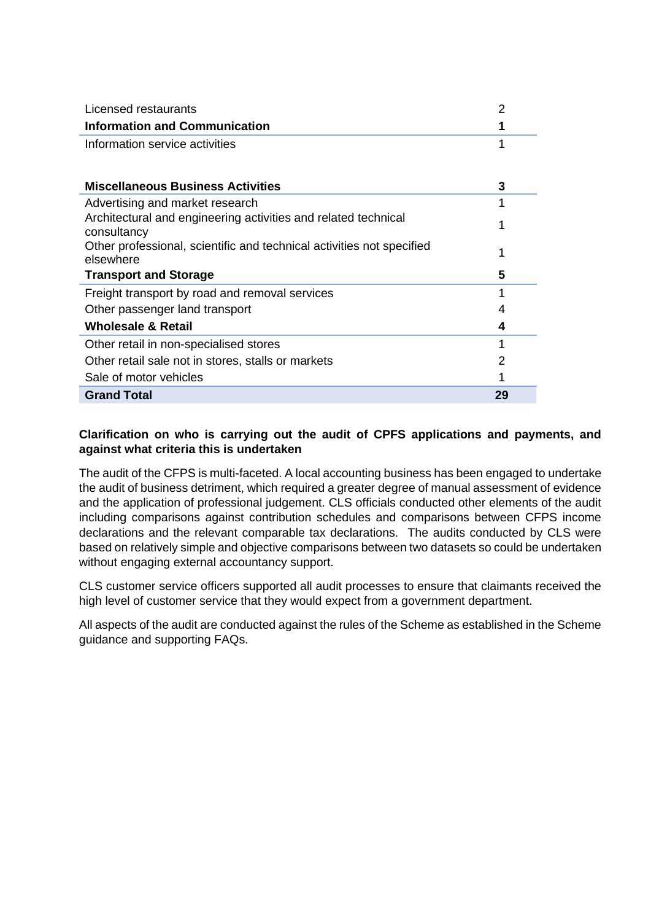| | |
|---|---|
| Licensed restaurants | 2 |
| **Information and Communication** | **1** |
| Information service activities | 1 |
| | |
| **Miscellaneous Business Activities** | **3** |
| Advertising and market research | 1 |
| Architectural and engineering activities and related technical consultancy | 1 |
| Other professional, scientific and technical activities not specified elsewhere | 1 |
| **Transport and Storage** | **5** |
| Freight transport by road and removal services | 1 |
| Other passenger land transport | 4 |
| **Wholesale & Retail** | **4** |
| Other retail in non-specialised stores | 1 |
| Other retail sale not in stores, stalls or markets | 2 |
| Sale of motor vehicles | 1 |
| **Grand Total** | **29** |

**Clarification on who is carrying out the audit of CPFS applications and payments, and against what criteria this is undertaken**

The audit of the CFPS is multi-faceted. A local accounting business has been engaged to undertake the audit of business detriment, which required a greater degree of manual assessment of evidence and the application of professional judgement. CLS officials conducted other elements of the audit including comparisons against contribution schedules and comparisons between CFPS income declarations and the relevant comparable tax declarations. The audits conducted by CLS were based on relatively simple and objective comparisons between two datasets so could be undertaken without engaging external accountancy support.

CLS customer service officers supported all audit processes to ensure that claimants received the high level of customer service that they would expect from a government department.

All aspects of the audit are conducted against the rules of the Scheme as established in the Scheme guidance and supporting FAQs.